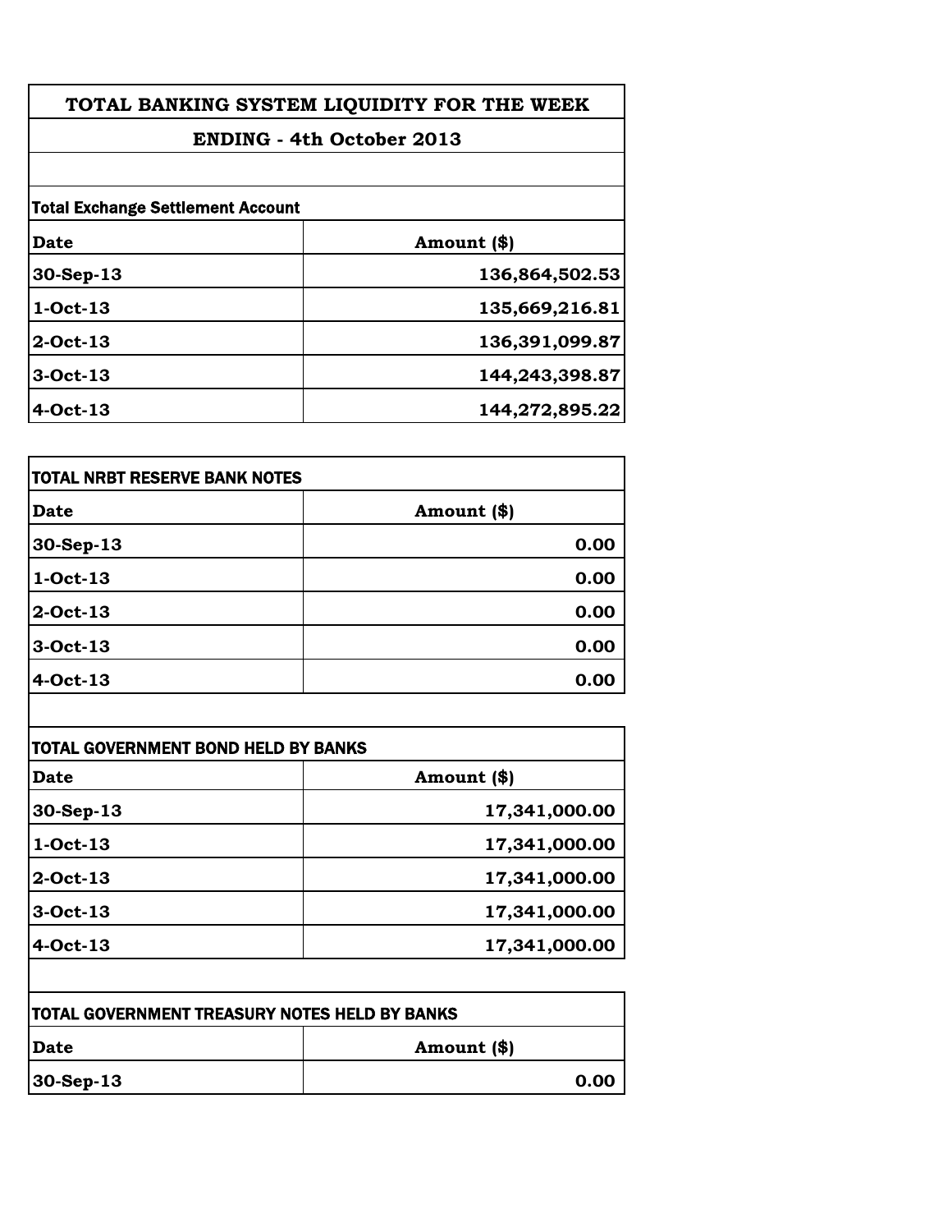# TOTAL BANKING SYSTEM LIQUIDITY FOR THE WEEK

## ENDING - 4th October 2013

**Total Exchange Settlement Account**

| Date | Amount ($) |
|---|---|
| 30-Sep-13 | 136,864,502.53 |
| 1-Oct-13 | 135,669,216.81 |
| 2-Oct-13 | 136,391,099.87 |
| 3-Oct-13 | 144,243,398.87 |
| 4-Oct-13 | 144,272,895.22 |

**TOTAL NRBT RESERVE BANK NOTES**

| Date | Amount ($) |
|---|---|
| 30-Sep-13 | 0.00 |
| 1-Oct-13 | 0.00 |
| 2-Oct-13 | 0.00 |
| 3-Oct-13 | 0.00 |
| 4-Oct-13 | 0.00 |

**TOTAL GOVERNMENT BOND HELD BY BANKS**

| Date | Amount ($) |
|---|---|
| 30-Sep-13 | 17,341,000.00 |
| 1-Oct-13 | 17,341,000.00 |
| 2-Oct-13 | 17,341,000.00 |
| 3-Oct-13 | 17,341,000.00 |
| 4-Oct-13 | 17,341,000.00 |

**TOTAL GOVERNMENT TREASURY NOTES HELD BY BANKS**

| Date | Amount ($) |
|---|---|
| 30-Sep-13 | 0.00 |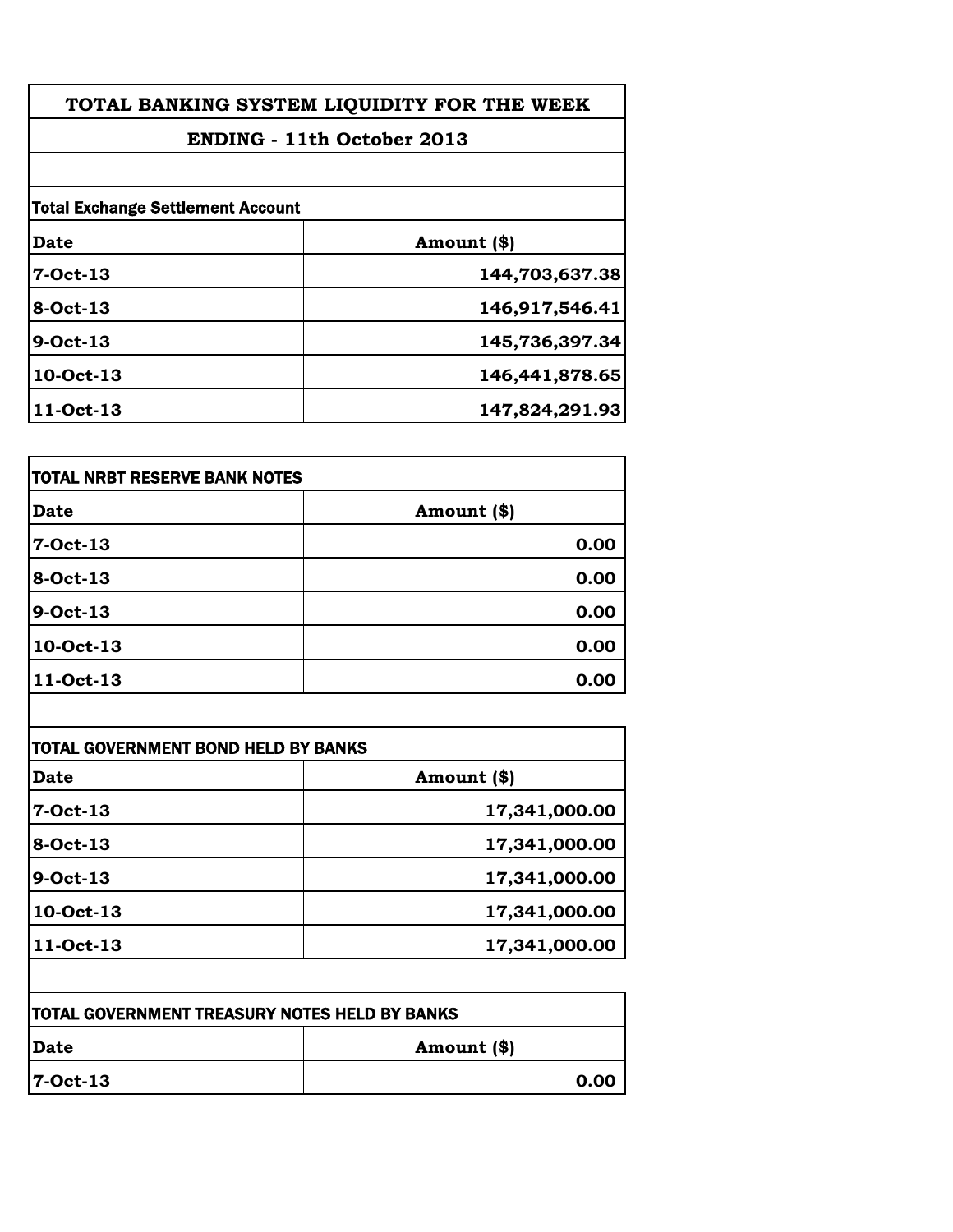# TOTAL BANKING SYSTEM LIQUIDITY FOR THE WEEK

## ENDING - 11th October 2013

| Total Exchange Settlement Account | |
|---|---|
| **Date** | **Amount ($)** |
| 7-Oct-13 | 144,703,637.38 |
| 8-Oct-13 | 146,917,546.41 |
| 9-Oct-13 | 145,736,397.34 |
| 10-Oct-13 | 146,441,878.65 |
| 11-Oct-13 | 147,824,291.93 |

| TOTAL NRBT RESERVE BANK NOTES | |
|---|---|
| **Date** | **Amount ($)** |
| 7-Oct-13 | 0.00 |
| 8-Oct-13 | 0.00 |
| 9-Oct-13 | 0.00 |
| 10-Oct-13 | 0.00 |
| 11-Oct-13 | 0.00 |

| TOTAL GOVERNMENT BOND HELD BY BANKS | |
|---|---|
| **Date** | **Amount ($)** |
| 7-Oct-13 | 17,341,000.00 |
| 8-Oct-13 | 17,341,000.00 |
| 9-Oct-13 | 17,341,000.00 |
| 10-Oct-13 | 17,341,000.00 |
| 11-Oct-13 | 17,341,000.00 |

| TOTAL GOVERNMENT TREASURY NOTES HELD BY BANKS | |
|---|---|
| **Date** | **Amount ($)** |
| 7-Oct-13 | 0.00 |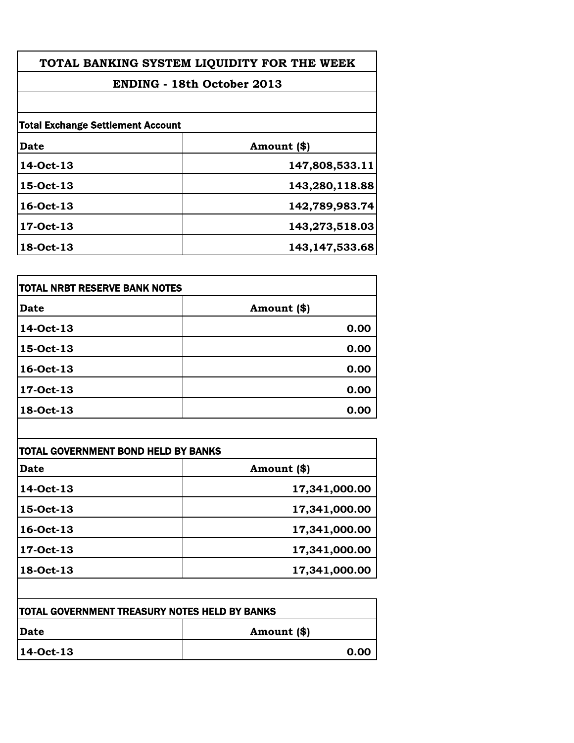# TOTAL BANKING SYSTEM LIQUIDITY FOR THE WEEK

## ENDING - 18th October 2013

**Total Exchange Settlement Account**

| Date | Amount ($) |
|---|---|
| 14-Oct-13 | 147,808,533.11 |
| 15-Oct-13 | 143,280,118.88 |
| 16-Oct-13 | 142,789,983.74 |
| 17-Oct-13 | 143,273,518.03 |
| 18-Oct-13 | 143,147,533.68 |

**TOTAL NRBT RESERVE BANK NOTES**

| Date | Amount ($) |
|---|---|
| 14-Oct-13 | 0.00 |
| 15-Oct-13 | 0.00 |
| 16-Oct-13 | 0.00 |
| 17-Oct-13 | 0.00 |
| 18-Oct-13 | 0.00 |

**TOTAL GOVERNMENT BOND HELD BY BANKS**

| Date | Amount ($) |
|---|---|
| 14-Oct-13 | 17,341,000.00 |
| 15-Oct-13 | 17,341,000.00 |
| 16-Oct-13 | 17,341,000.00 |
| 17-Oct-13 | 17,341,000.00 |
| 18-Oct-13 | 17,341,000.00 |

**TOTAL GOVERNMENT TREASURY NOTES HELD BY BANKS**

| Date | Amount ($) |
|---|---|
| 14-Oct-13 | 0.00 |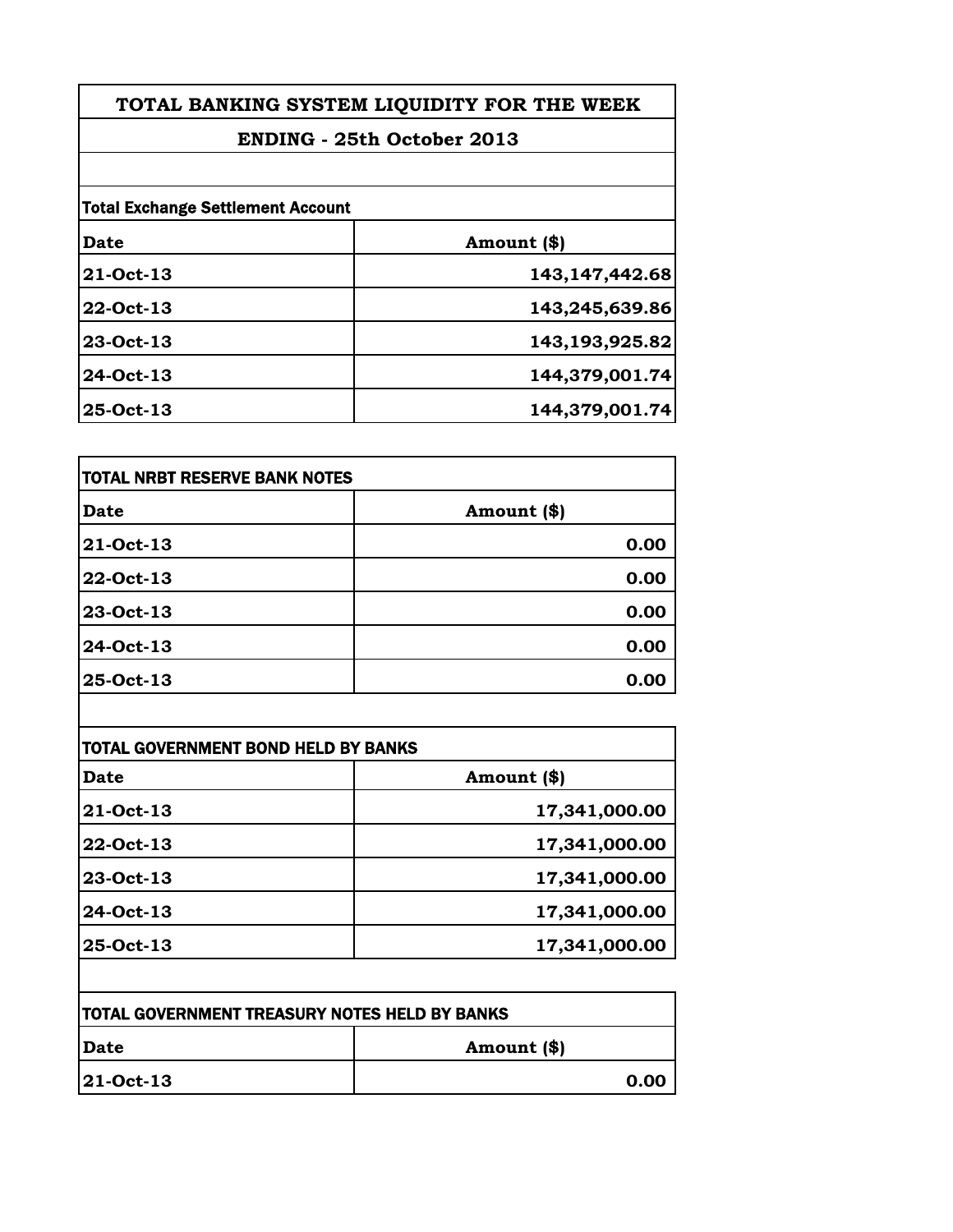# TOTAL BANKING SYSTEM LIQUIDITY FOR THE WEEK

## ENDING - 25th October 2013

| Total Exchange Settlement Account | |
|---|---|
| **Date** | **Amount ($)** |
| **21-Oct-13** | **143,147,442.68** |
| **22-Oct-13** | **143,245,639.86** |
| **23-Oct-13** | **143,193,925.82** |
| **24-Oct-13** | **144,379,001.74** |
| **25-Oct-13** | **144,379,001.74** |

| TOTAL NRBT RESERVE BANK NOTES | |
|---|---|
| **Date** | **Amount ($)** |
| **21-Oct-13** | **0.00** |
| **22-Oct-13** | **0.00** |
| **23-Oct-13** | **0.00** |
| **24-Oct-13** | **0.00** |
| **25-Oct-13** | **0.00** |

| TOTAL GOVERNMENT BOND HELD BY BANKS | |
|---|---|
| **Date** | **Amount ($)** |
| **21-Oct-13** | **17,341,000.00** |
| **22-Oct-13** | **17,341,000.00** |
| **23-Oct-13** | **17,341,000.00** |
| **24-Oct-13** | **17,341,000.00** |
| **25-Oct-13** | **17,341,000.00** |

| TOTAL GOVERNMENT TREASURY NOTES HELD BY BANKS | |
|---|---|
| **Date** | **Amount ($)** |
| **21-Oct-13** | **0.00** |